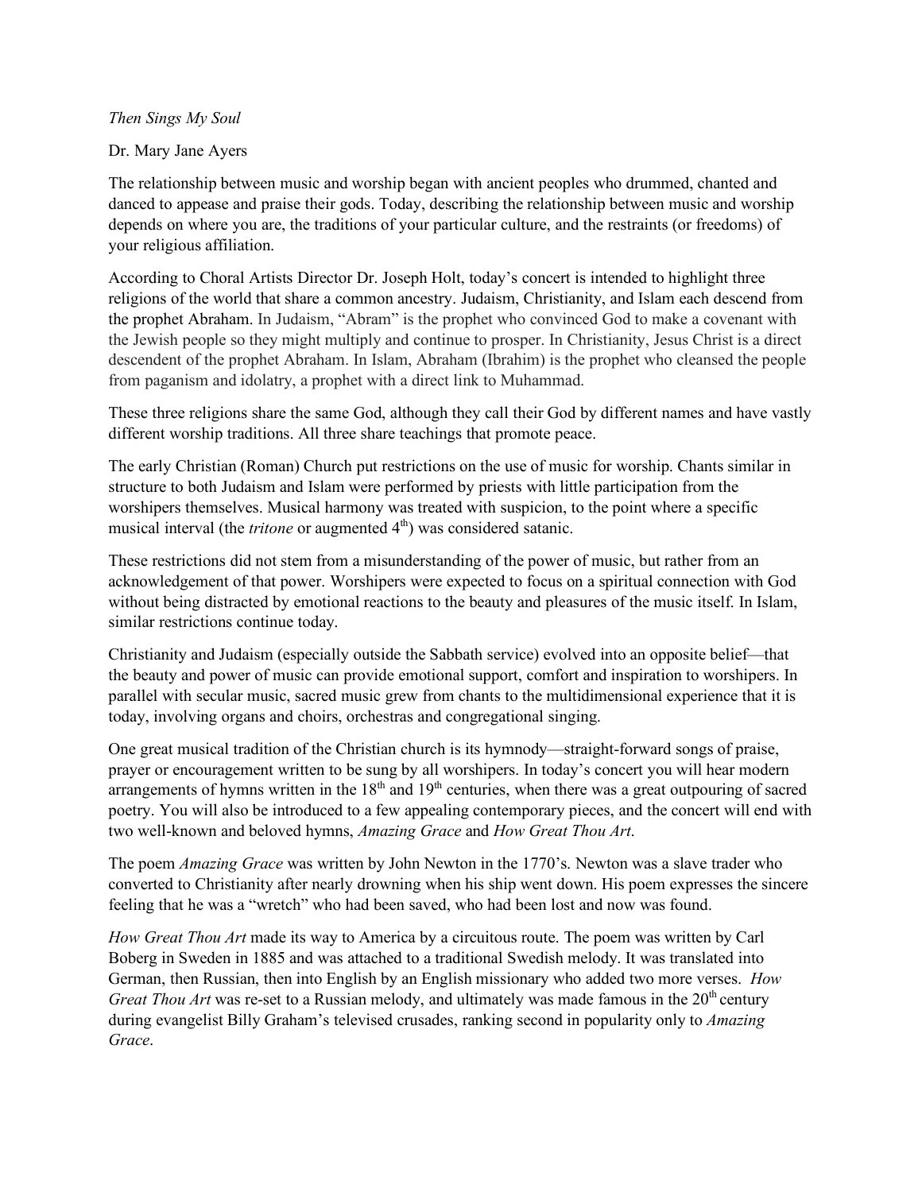*Then Sings My Soul*

Dr. Mary Jane Ayers

The relationship between music and worship began with ancient peoples who drummed, chanted and danced to appease and praise their gods. Today, describing the relationship between music and worship depends on where you are, the traditions of your particular culture, and the restraints (or freedoms) of your religious affiliation.

According to Choral Artists Director Dr. Joseph Holt, today's concert is intended to highlight three religions of the world that share a common ancestry. Judaism, Christianity, and Islam each descend from the prophet Abraham. In Judaism, "Abram" is the prophet who convinced God to make a covenant with the Jewish people so they might multiply and continue to prosper. In Christianity, Jesus Christ is a direct descendent of the prophet Abraham. In Islam, Abraham (Ibrahim) is the prophet who cleansed the people from paganism and idolatry, a prophet with a direct link to Muhammad.

These three religions share the same God, although they call their God by different names and have vastly different worship traditions. All three share teachings that promote peace.

The early Christian (Roman) Church put restrictions on the use of music for worship. Chants similar in structure to both Judaism and Islam were performed by priests with little participation from the worshipers themselves. Musical harmony was treated with suspicion, to the point where a specific musical interval (the *tritone* or augmented 4th) was considered satanic.

These restrictions did not stem from a misunderstanding of the power of music, but rather from an acknowledgement of that power. Worshipers were expected to focus on a spiritual connection with God without being distracted by emotional reactions to the beauty and pleasures of the music itself. In Islam, similar restrictions continue today.

Christianity and Judaism (especially outside the Sabbath service) evolved into an opposite belief—that the beauty and power of music can provide emotional support, comfort and inspiration to worshipers. In parallel with secular music, sacred music grew from chants to the multidimensional experience that it is today, involving organs and choirs, orchestras and congregational singing.

One great musical tradition of the Christian church is its hymnody—straight-forward songs of praise, prayer or encouragement written to be sung by all worshipers. In today's concert you will hear modern arrangements of hymns written in the 18th and 19th centuries, when there was a great outpouring of sacred poetry. You will also be introduced to a few appealing contemporary pieces, and the concert will end with two well-known and beloved hymns, *Amazing Grace* and *How Great Thou Art*.

The poem *Amazing Grace* was written by John Newton in the 1770's. Newton was a slave trader who converted to Christianity after nearly drowning when his ship went down. His poem expresses the sincere feeling that he was a "wretch" who had been saved, who had been lost and now was found.

*How Great Thou Art* made its way to America by a circuitous route. The poem was written by Carl Boberg in Sweden in 1885 and was attached to a traditional Swedish melody. It was translated into German, then Russian, then into English by an English missionary who added two more verses. *How Great Thou Art* was re-set to a Russian melody, and ultimately was made famous in the 20th century during evangelist Billy Graham's televised crusades, ranking second in popularity only to *Amazing Grace*.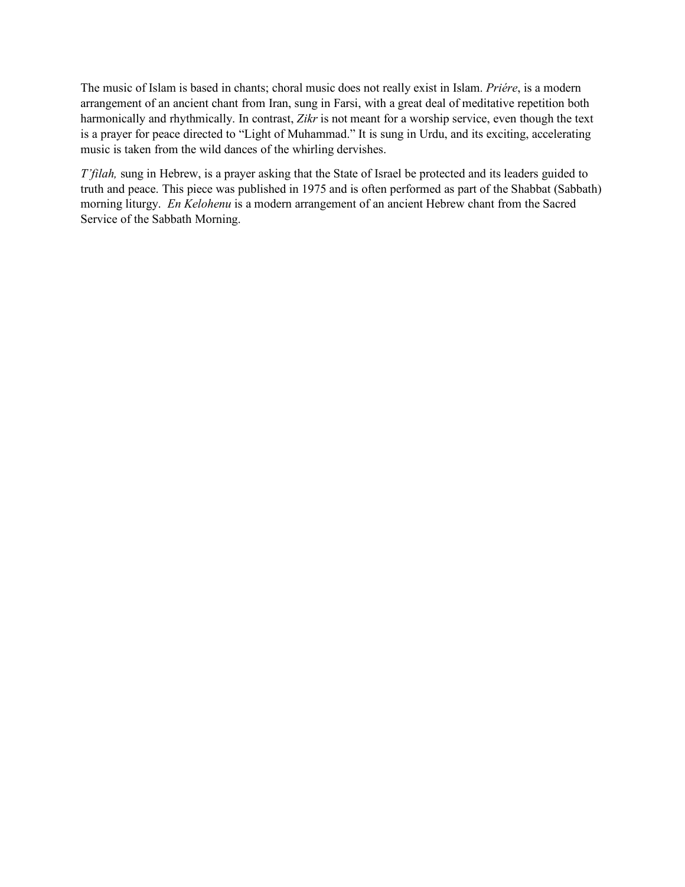The music of Islam is based in chants; choral music does not really exist in Islam. *Priére*, is a modern arrangement of an ancient chant from Iran, sung in Farsi, with a great deal of meditative repetition both harmonically and rhythmically. In contrast, *Zikr* is not meant for a worship service, even though the text is a prayer for peace directed to "Light of Muhammad." It is sung in Urdu, and its exciting, accelerating music is taken from the wild dances of the whirling dervishes.

*T'filah,* sung in Hebrew, is a prayer asking that the State of Israel be protected and its leaders guided to truth and peace. This piece was published in 1975 and is often performed as part of the Shabbat (Sabbath) morning liturgy. *En Kelohenu* is a modern arrangement of an ancient Hebrew chant from the Sacred Service of the Sabbath Morning.